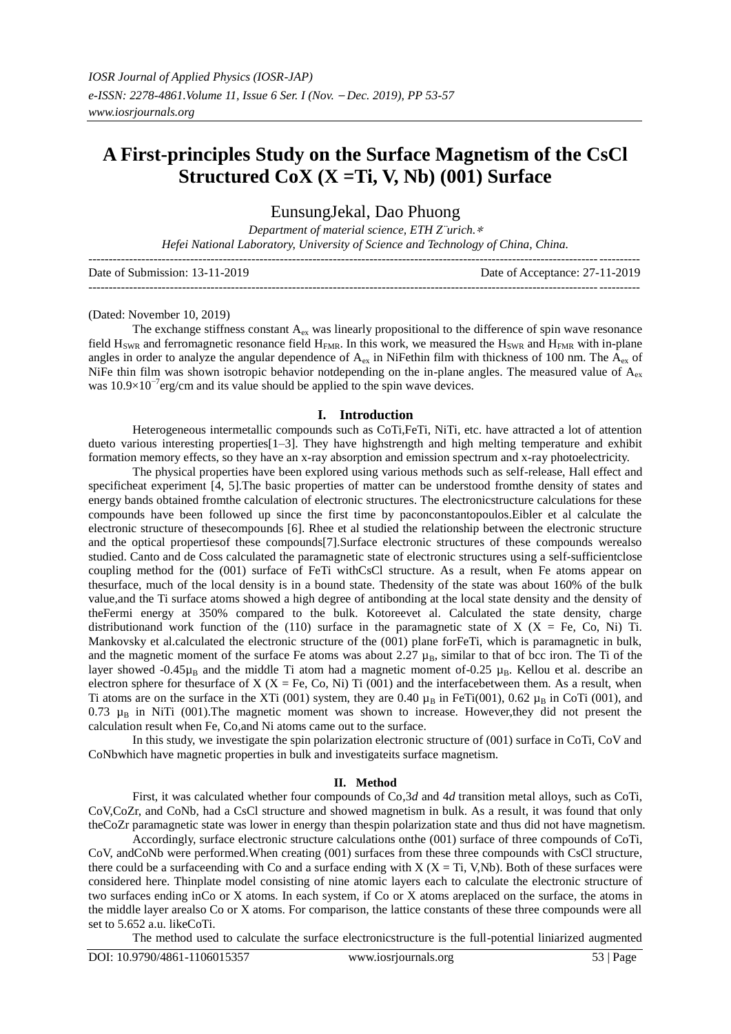# A First-principles Study on the Surface Magnetism of the CsCl Structured CoX (X =Ti, V, Nb) (001) Surface

EunsungJekal, Dao Phuong

*Department of material science, ETH Z¨urich.∗*
*Hefei National Laboratory, University of Science and Technology of China, China.*

Date of Submission: 13-11-2019 Date of Acceptance: 27-11-2019

(Dated: November 10, 2019)

The exchange stiffness constant $A_{ex}$ was linearly propositional to the difference of spin wave resonance field $H_{SWR}$ and ferromagnetic resonance field $H_{FMR}$. In this work, we measured the $H_{SWR}$ and $H_{FMR}$ with in-plane angles in order to analyze the angular dependence of $A_{ex}$ in NiFethin film with thickness of 100 nm. The $A_{ex}$ of NiFe thin film was shown isotropic behavior notdepending on the in-plane angles. The measured value of $A_{ex}$ was $10.9\times10^{-7}$erg/cm and its value should be applied to the spin wave devices.

## I. Introduction

Heterogeneous intermetallic compounds such as CoTi,FeTi, NiTi, etc. have attracted a lot of attention dueto various interesting properties[1–3]. They have highstrength and high melting temperature and exhibit formation memory effects, so they have an x-ray absorption and emission spectrum and x-ray photoelectricity.

The physical properties have been explored using various methods such as self-release, Hall effect and specificheat experiment [4, 5].The basic properties of matter can be understood fromthe density of states and energy bands obtained fromthe calculation of electronic structures. The electronicstructure calculations for these compounds have been followed up since the first time by paconconstantopoulos.Eibler et al calculate the electronic structure of thesecompounds [6]. Rhee et al studied the relationship between the electronic structure and the optical propertiesof these compounds[7].Surface electronic structures of these compounds werealso studied. Canto and de Coss calculated the paramagnetic state of electronic structures using a self-sufficientclose coupling method for the (001) surface of FeTi withCsCl structure. As a result, when Fe atoms appear on thesurface, much of the local density is in a bound state. Thedensity of the state was about 160% of the bulk value,and the Ti surface atoms showed a high degree of antibonding at the local state density and the density of theFermi energy at 350% compared to the bulk. Kotoreevet al. Calculated the state density, charge distributionand work function of the (110) surface in the paramagnetic state of X (X = Fe, Co, Ni) Ti. Mankovsky et al.calculated the electronic structure of the (001) plane forFeTi, which is paramagnetic in bulk, and the magnetic moment of the surface Fe atoms was about 2.27 $\mu_B$, similar to that of bcc iron. The Ti of the layer showed -0.45$\mu_B$ and the middle Ti atom had a magnetic moment of-0.25 $\mu_B$. Kellou et al. describe an electron sphere for thesurface of X (X = Fe, Co, Ni) Ti (001) and the interfacebetween them. As a result, when Ti atoms are on the surface in the XTi (001) system, they are 0.40 $\mu_B$ in FeTi(001), 0.62 $\mu_B$ in CoTi (001), and 0.73 $\mu_B$ in NiTi (001).The magnetic moment was shown to increase. However,they did not present the calculation result when Fe, Co,and Ni atoms came out to the surface.

In this study, we investigate the spin polarization electronic structure of (001) surface in CoTi, CoV and CoNbwhich have magnetic properties in bulk and investigateits surface magnetism.

## II. Method

First, it was calculated whether four compounds of Co,3*d* and 4*d* transition metal alloys, such as CoTi, CoV,CoZr, and CoNb, had a CsCl structure and showed magnetism in bulk. As a result, it was found that only theCoZr paramagnetic state was lower in energy than thespin polarization state and thus did not have magnetism.

Accordingly, surface electronic structure calculations onthe (001) surface of three compounds of CoTi, CoV, andCoNb were performed.When creating (001) surfaces from these three compounds with CsCl structure, there could be a surfaceending with Co and a surface ending with X (X = Ti, V,Nb). Both of these surfaces were considered here. Thinplate model consisting of nine atomic layers each to calculate the electronic structure of two surfaces ending inCo or X atoms. In each system, if Co or X atoms areplaced on the surface, the atoms in the middle layer arealso Co or X atoms. For comparison, the lattice constants of these three compounds were all set to 5.652 a.u. likeCoTi.

The method used to calculate the surface electronicstructure is the full-potential liniarized augmented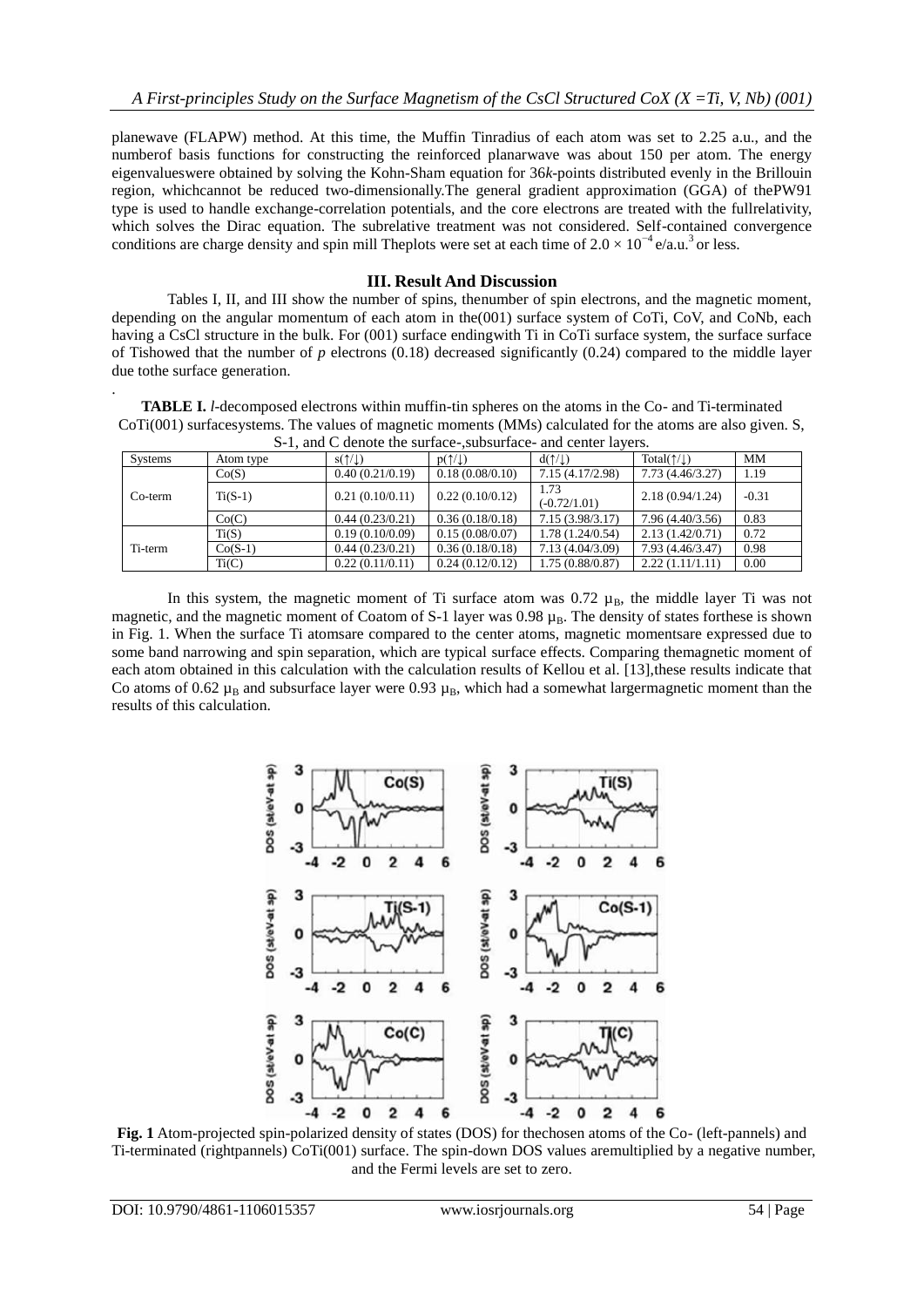planewave (FLAPW) method. At this time, the Muffin Tinradius of each atom was set to 2.25 a.u., and the numberof basis functions for constructing the reinforced planarwave was about 150 per atom. The energy eigenvalueswere obtained by solving the Kohn-Sham equation for 36*k*-points distributed evenly in the Brillouin region, whichcannot be reduced two-dimensionally.The general gradient approximation (GGA) of thePW91 type is used to handle exchange-correlation potentials, and the core electrons are treated with the fullrelativity, which solves the Dirac equation. The subrelative treatment was not considered. Self-contained convergence conditions are charge density and spin mill Theplots were set at each time of $2.0 \times 10^{-4}$ e/a.u.$^3$ or less.

## III. Result And Discussion

Tables I, II, and III show the number of spins, thenumber of spin electrons, and the magnetic moment, depending on the angular momentum of each atom in the(001) surface system of CoTi, CoV, and CoNb, each having a CsCl structure in the bulk. For (001) surface endingwith Ti in CoTi surface system, the surface surface of Tishowed that the number of *p* electrons (0.18) decreased significantly (0.24) compared to the middle layer due tothe surface generation.

.

**TABLE I.** *l*-decomposed electrons within muffin-tin spheres on the atoms in the Co- and Ti-terminated CoTi(001) surfacesystems. The values of magnetic moments (MMs) calculated for the atoms are also given. S, S-1, and C denote the surface-,subsurface- and center layers.

| Systems | Atom type | s(↑/↓) | p(↑/↓) | d(↑/↓) | Total(↑/↓) | MM |
|---|---|---|---|---|---|---|
| Co-term | Co(S) | 0.40 (0.21/0.19) | 0.18 (0.08/0.10) | 7.15 (4.17/2.98) | 7.73 (4.46/3.27) | 1.19 |
| | Ti(S-1) | 0.21 (0.10/0.11) | 0.22 (0.10/0.12) | 1.73 (-0.72/1.01) | 2.18 (0.94/1.24) | -0.31 |
| | Co(C) | 0.44 (0.23/0.21) | 0.36 (0.18/0.18) | 7.15 (3.98/3.17) | 7.96 (4.40/3.56) | 0.83 |
| Ti-term | Ti(S) | 0.19 (0.10/0.09) | 0.15 (0.08/0.07) | 1.78 (1.24/0.54) | 2.13 (1.42/0.71) | 0.72 |
| | Co(S-1) | 0.44 (0.23/0.21) | 0.36 (0.18/0.18) | 7.13 (4.04/3.09) | 7.93 (4.46/3.47) | 0.98 |
| | Ti(C) | 0.22 (0.11/0.11) | 0.24 (0.12/0.12) | 1.75 (0.88/0.87) | 2.22 (1.11/1.11) | 0.00 |

In this system, the magnetic moment of Ti surface atom was 0.72 $\mu_B$, the middle layer Ti was not magnetic, and the magnetic moment of Coatom of S-1 layer was 0.98 $\mu_B$. The density of states forthese is shown in Fig. 1. When the surface Ti atomsare compared to the center atoms, magnetic momentsare expressed due to some band narrowing and spin separation, which are typical surface effects. Comparing themagnetic moment of each atom obtained in this calculation with the calculation results of Kellou et al. [13],these results indicate that Co atoms of 0.62 $\mu_B$ and subsurface layer were 0.93 $\mu_B$, which had a somewhat largermagnetic moment than the results of this calculation.

**Fig. 1** Atom-projected spin-polarized density of states (DOS) for thechosen atoms of the Co- (left-pannels) and Ti-terminated (rightpannels) CoTi(001) surface. The spin-down DOS values aremultiplied by a negative number, and the Fermi levels are set to zero.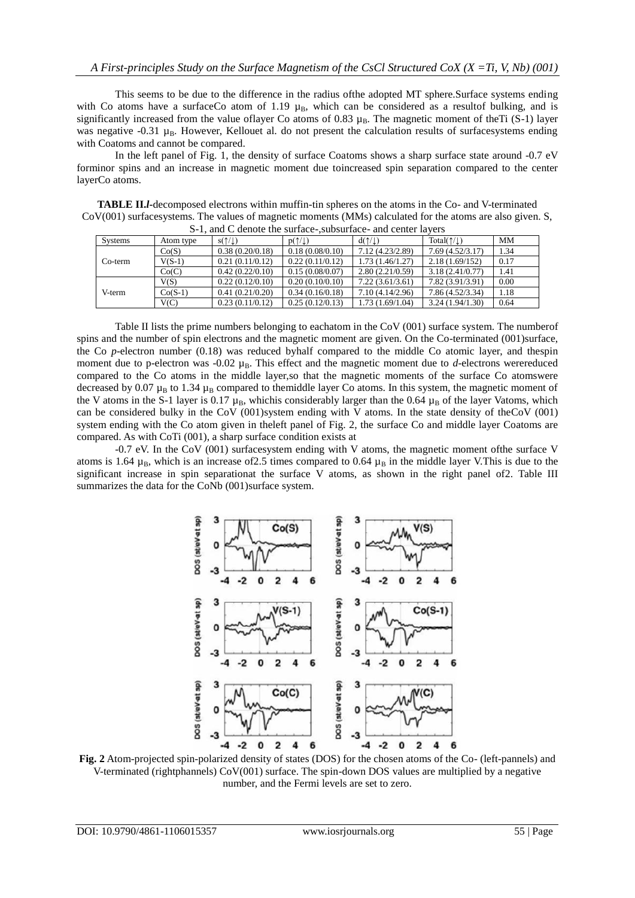This seems to be due to the difference in the radius ofthe adopted MT sphere.Surface systems ending with Co atoms have a surfaceCo atom of 1.19 $\mu_B$, which can be considered as a resultof bulking, and is significantly increased from the value oflayer Co atoms of 0.83 $\mu_B$. The magnetic moment of theTi (S-1) layer was negative -0.31 $\mu_B$. However, Kellouet al. do not present the calculation results of surfacesystems ending with Coatoms and cannot be compared.

In the left panel of Fig. 1, the density of surface Coatoms shows a sharp surface state around -0.7 eV forminor spins and an increase in magnetic moment due toincreased spin separation compared to the center layerCo atoms.

**TABLE II.*l*-decomposed electrons within muffin-tin spheres on the atoms in the Co- and V-terminated CoV(001) surfacesystems. The values of magnetic moments (MMs) calculated for the atoms are also given. S, S-1, and C denote the surface-,subsurface- and center layers**

| Systems | Atom type | s(↑/↓) | p(↑/↓) | d(↑/↓) | Total(↑/↓) | MM |
|---|---|---|---|---|---|---|
| Co-term | Co(S) | 0.38 (0.20/0.18) | 0.18 (0.08/0.10) | 7.12 (4.23/2.89) | 7.69 (4.52/3.17) | 1.34 |
| | V(S-1) | 0.21 (0.11/0.12) | 0.22 (0.11/0.12) | 1.73 (1.46/1.27) | 2.18 (1.69/152) | 0.17 |
| | Co(C) | 0.42 (0.22/0.10) | 0.15 (0.08/0.07) | 2.80 (2.21/0.59) | 3.18 (2.41/0.77) | 1.41 |
| V-term | V(S) | 0.22 (0.12/0.10) | 0.20 (0.10/0.10) | 7.22 (3.61/3.61) | 7.82 (3.91/3.91) | 0.00 |
| | Co(S-1) | 0.41 (0.21/0.20) | 0.34 (0.16/0.18) | 7.10 (4.14/2.96) | 7.86 (4.52/3.34) | 1.18 |
| | V(C) | 0.23 (0.11/0.12) | 0.25 (0.12/0.13) | 1.73 (1.69/1.04) | 3.24 (1.94/1.30) | 0.64 |

Table II lists the prime numbers belonging to eachatom in the CoV (001) surface system. The numberof spins and the number of spin electrons and the magnetic moment are given. On the Co-terminated (001)surface, the Co *p*-electron number (0.18) was reduced byhalf compared to the middle Co atomic layer, and thespin moment due to p-electron was -0.02 $\mu_B$. This effect and the magnetic moment due to *d*-electrons werereduced compared to the Co atoms in the middle layer,so that the magnetic moments of the surface Co atomswere decreased by 0.07 $\mu_B$ to 1.34 $\mu_B$ compared to themiddle layer Co atoms. In this system, the magnetic moment of the V atoms in the S-1 layer is 0.17 $\mu_B$, whichis considerably larger than the 0.64 $\mu_B$ of the layer Vatoms, which can be considered bulky in the CoV (001)system ending with V atoms. In the state density of theCoV (001) system ending with the Co atom given in theleft panel of Fig. 2, the surface Co and middle layer Coatoms are compared. As with CoTi (001), a sharp surface condition exists at

-0.7 eV. In the CoV (001) surfacesystem ending with V atoms, the magnetic moment ofthe surface V atoms is 1.64 $\mu_B$, which is an increase of2.5 times compared to 0.64 $\mu_B$ in the middle layer V.This is due to the significant increase in spin separationat the surface V atoms, as shown in the right panel of2. Table III summarizes the data for the CoNb (001)surface system.

**Fig. 2** Atom-projected spin-polarized density of states (DOS) for the chosen atoms of the Co- (left-pannels) and V-terminated (rightphannels) CoV(001) surface. The spin-down DOS values are multiplied by a negative number, and the Fermi levels are set to zero.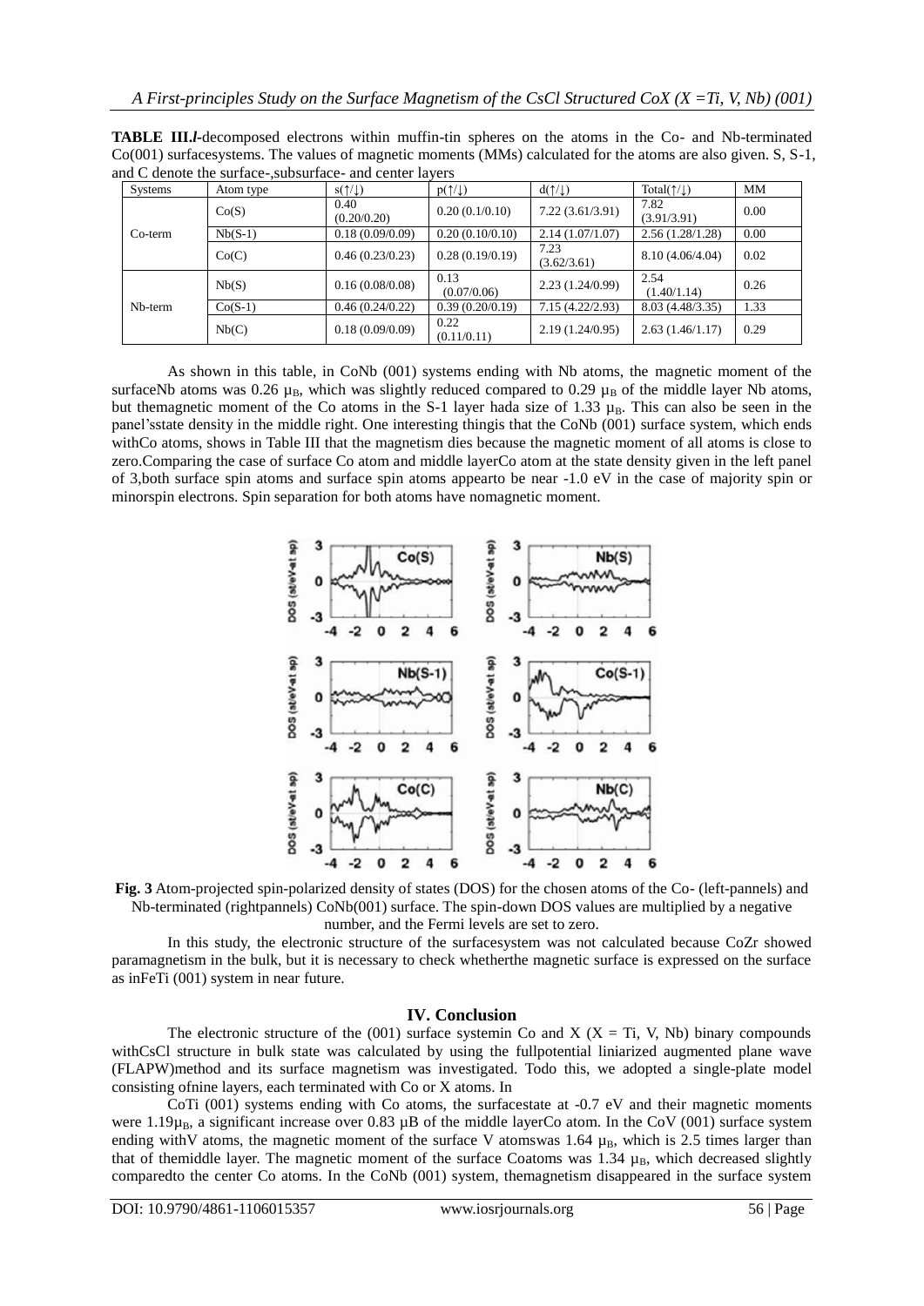**TABLE III.** *l*-decomposed electrons within muffin-tin spheres on the atoms in the Co- and Nb-terminated Co(001) surfacesystems. The values of magnetic moments (MMs) calculated for the atoms are also given. S, S-1, and C denote the surface-,subsurface- and center layers

| Systems | Atom type | s(↑/↓) | p(↑/↓) | d(↑/↓) | Total(↑/↓) | MM |
|---|---|---|---|---|---|---|
| Co-term | Co(S) | 0.40 (0.20/0.20) | 0.20 (0.1/0.10) | 7.22 (3.61/3.91) | 7.82 (3.91/3.91) | 0.00 |
| | Nb(S-1) | 0.18 (0.09/0.09) | 0.20 (0.10/0.10) | 2.14 (1.07/1.07) | 2.56 (1.28/1.28) | 0.00 |
| | Co(C) | 0.46 (0.23/0.23) | 0.28 (0.19/0.19) | 7.23 (3.62/3.61) | 8.10 (4.06/4.04) | 0.02 |
| Nb-term | Nb(S) | 0.16 (0.08/0.08) | 0.13 (0.07/0.06) | 2.23 (1.24/0.99) | 2.54 (1.40/1.14) | 0.26 |
| | Co(S-1) | 0.46 (0.24/0.22) | 0.39 (0.20/0.19) | 7.15 (4.22/2.93) | 8.03 (4.48/3.35) | 1.33 |
| | Nb(C) | 0.18 (0.09/0.09) | 0.22 (0.11/0.11) | 2.19 (1.24/0.95) | 2.63 (1.46/1.17) | 0.29 |

As shown in this table, in CoNb (001) systems ending with Nb atoms, the magnetic moment of the surfaceNb atoms was 0.26 $\mu_B$, which was slightly reduced compared to 0.29 $\mu_B$ of the middle layer Nb atoms, but themagnetic moment of the Co atoms in the S-1 layer hada size of 1.33 $\mu_B$. This can also be seen in the panel'sstate density in the middle right. One interesting thingis that the CoNb (001) surface system, which ends withCo atoms, shows in Table III that the magnetism dies because the magnetic moment of all atoms is close to zero.Comparing the case of surface Co atom and middle layerCo atom at the state density given in the left panel of 3,both surface spin atoms and surface spin atoms appearto be near -1.0 eV in the case of majority spin or minorspin electrons. Spin separation for both atoms have nomagnetic moment.

**Fig. 3** Atom-projected spin-polarized density of states (DOS) for the chosen atoms of the Co- (left-pannels) and Nb-terminated (rightpannels) CoNb(001) surface. The spin-down DOS values are multiplied by a negative number, and the Fermi levels are set to zero.

In this study, the electronic structure of the surfacesystem was not calculated because CoZr showed paramagnetism in the bulk, but it is necessary to check whetherthe magnetic surface is expressed on the surface as inFeTi (001) system in near future.

## IV. Conclusion

The electronic structure of the (001) surface systemin Co and X (X = Ti, V, Nb) binary compounds withCsCl structure in bulk state was calculated by using the fullpotential liniarized augmented plane wave (FLAPW)method and its surface magnetism was investigated. Todo this, we adopted a single-plate model consisting ofnine layers, each terminated with Co or X atoms. In

CoTi (001) systems ending with Co atoms, the surfacestate at -0.7 eV and their magnetic moments were 1.19$\mu_B$, a significant increase over 0.83 μB of the middle layerCo atom. In the CoV (001) surface system ending withV atoms, the magnetic moment of the surface V atomswas 1.64 $\mu_B$, which is 2.5 times larger than that of themiddle layer. The magnetic moment of the surface Coatoms was 1.34 $\mu_B$, which decreased slightly comparedto the center Co atoms. In the CoNb (001) system, themagnetism disappeared in the surface system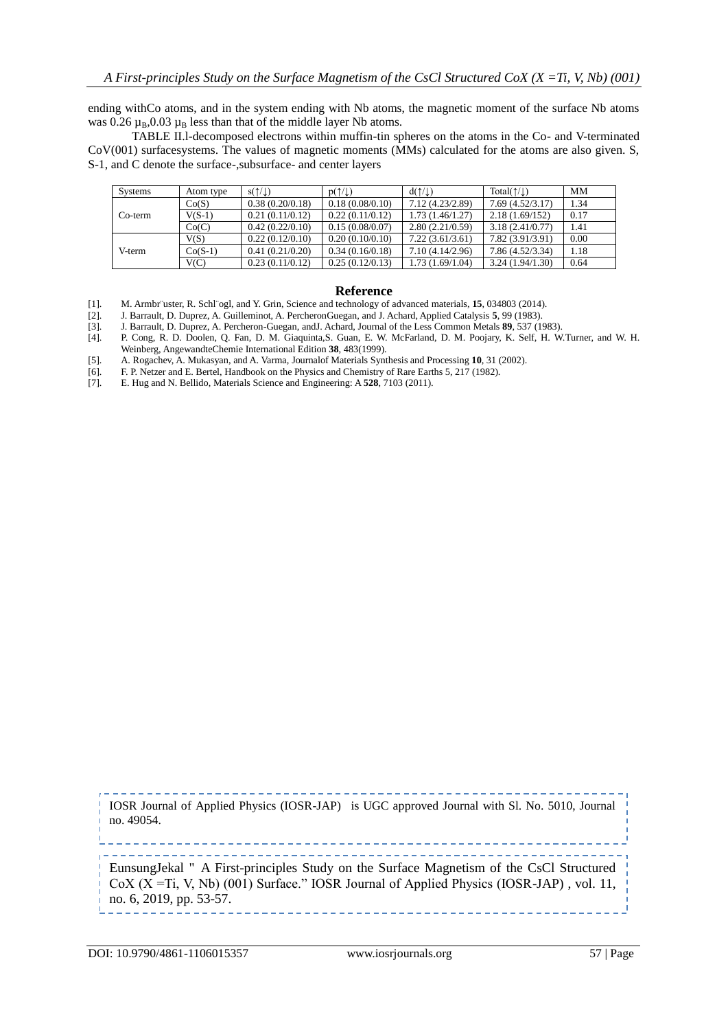ending withCo atoms, and in the system ending with Nb atoms, the magnetic moment of the surface Nb atoms was 0.26 $\mu_B$,0.03 $\mu_B$ less than that of the middle layer Nb atoms.

TABLE II.l-decomposed electrons within muffin-tin spheres on the atoms in the Co- and V-terminated CoV(001) surfacesystems. The values of magnetic moments (MMs) calculated for the atoms are also given. S, S-1, and C denote the surface-,subsurface- and center layers

| Systems | Atom type | s(↑/↓) | p(↑/↓) | d(↑/↓) | Total(↑/↓) | MM |
|---|---|---|---|---|---|---|
| Co-term | Co(S) | 0.38 (0.20/0.18) | 0.18 (0.08/0.10) | 7.12 (4.23/2.89) | 7.69 (4.52/3.17) | 1.34 |
| | V(S-1) | 0.21 (0.11/0.12) | 0.22 (0.11/0.12) | 1.73 (1.46/1.27) | 2.18 (1.69/152) | 0.17 |
| | Co(C) | 0.42 (0.22/0.10) | 0.15 (0.08/0.07) | 2.80 (2.21/0.59) | 3.18 (2.41/0.77) | 1.41 |
| V-term | V(S) | 0.22 (0.12/0.10) | 0.20 (0.10/0.10) | 7.22 (3.61/3.61) | 7.82 (3.91/3.91) | 0.00 |
| | Co(S-1) | 0.41 (0.21/0.20) | 0.34 (0.16/0.18) | 7.10 (4.14/2.96) | 7.86 (4.52/3.34) | 1.18 |
| | V(C) | 0.23 (0.11/0.12) | 0.25 (0.12/0.13) | 1.73 (1.69/1.04) | 3.24 (1.94/1.30) | 0.64 |

## Reference

[1]. M. Armbr¨uster, R. Schl¨ogl, and Y. Grin, Science and technology of advanced materials, **15**, 034803 (2014).
[2]. J. Barrault, D. Duprez, A. Guilleminot, A. PercheronGuegan, and J. Achard, Applied Catalysis **5**, 99 (1983).
[3]. J. Barrault, D. Duprez, A. Percheron-Guegan, andJ. Achard, Journal of the Less Common Metals **89**, 537 (1983).
[4]. P. Cong, R. D. Doolen, Q. Fan, D. M. Giaquinta,S. Guan, E. W. McFarland, D. M. Poojary, K. Self, H. W.Turner, and W. H. Weinberg, AngewandteChemie International Edition **38**, 483(1999).
[5]. A. Rogachev, A. Mukasyan, and A. Varma, Journalof Materials Synthesis and Processing **10**, 31 (2002).
[6]. F. P. Netzer and E. Bertel, Handbook on the Physics and Chemistry of Rare Earths 5, 217 (1982).
[7]. E. Hug and N. Bellido, Materials Science and Engineering: A **528**, 7103 (2011).

IOSR Journal of Applied Physics (IOSR-JAP) is UGC approved Journal with Sl. No. 5010, Journal no. 49054.

EunsungJekal " A First-principles Study on the Surface Magnetism of the CsCl Structured CoX (X =Ti, V, Nb) (001) Surface." IOSR Journal of Applied Physics (IOSR-JAP) , vol. 11, no. 6, 2019, pp. 53-57.